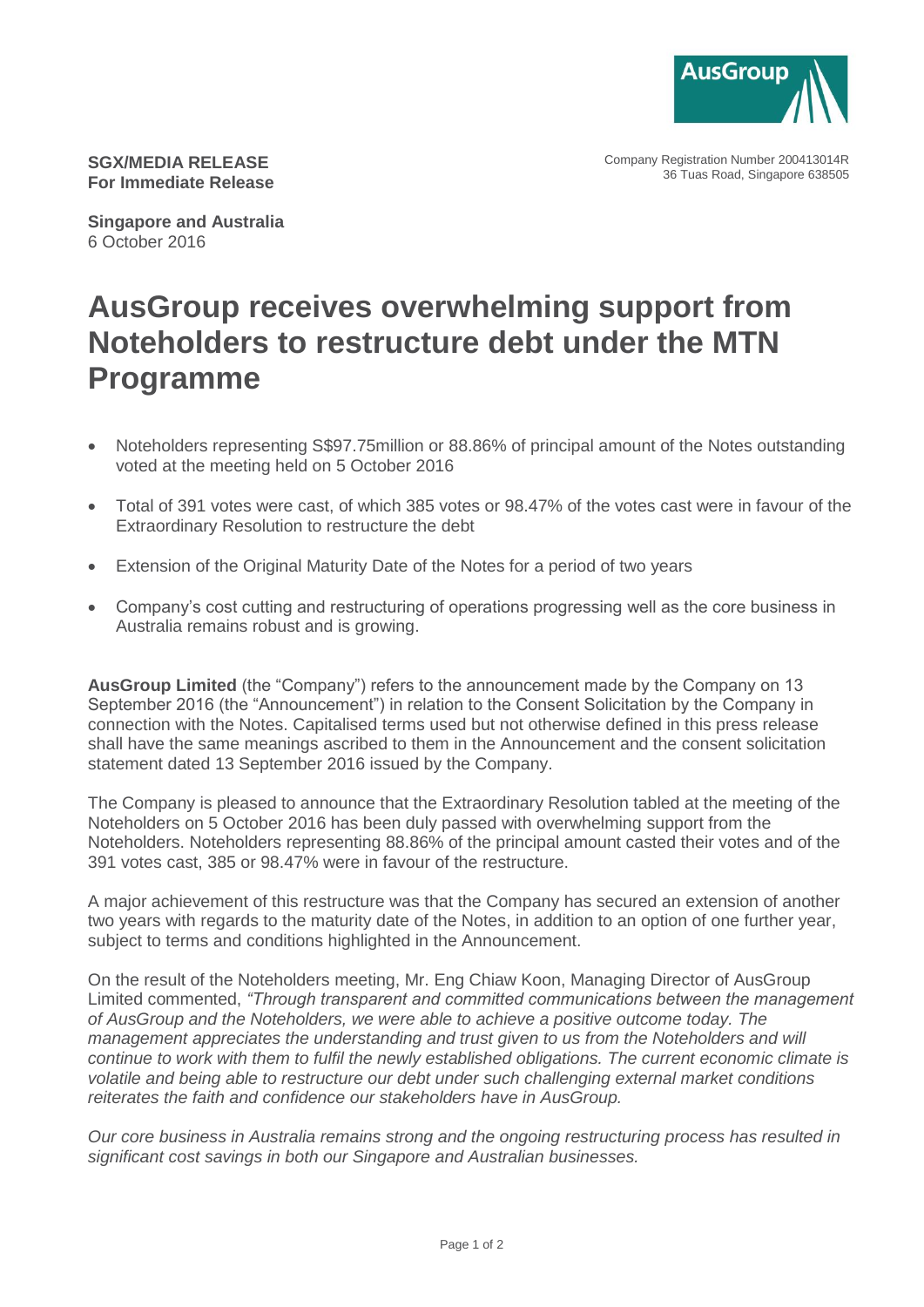**SGX/MEDIA RELEASE**
**For Immediate Release**

Company Registration Number 200413014R
36 Tuas Road, Singapore 638505

**Singapore and Australia**
6 October 2016

# AusGroup receives overwhelming support from Noteholders to restructure debt under the MTN Programme

- Noteholders representing S$97.75million or 88.86% of principal amount of the Notes outstanding voted at the meeting held on 5 October 2016
- Total of 391 votes were cast, of which 385 votes or 98.47% of the votes cast were in favour of the Extraordinary Resolution to restructure the debt
- Extension of the Original Maturity Date of the Notes for a period of two years
- Company's cost cutting and restructuring of operations progressing well as the core business in Australia remains robust and is growing.

**AusGroup Limited** (the "Company") refers to the announcement made by the Company on 13 September 2016 (the "Announcement") in relation to the Consent Solicitation by the Company in connection with the Notes. Capitalised terms used but not otherwise defined in this press release shall have the same meanings ascribed to them in the Announcement and the consent solicitation statement dated 13 September 2016 issued by the Company.

The Company is pleased to announce that the Extraordinary Resolution tabled at the meeting of the Noteholders on 5 October 2016 has been duly passed with overwhelming support from the Noteholders. Noteholders representing 88.86% of the principal amount casted their votes and of the 391 votes cast, 385 or 98.47% were in favour of the restructure.

A major achievement of this restructure was that the Company has secured an extension of another two years with regards to the maturity date of the Notes, in addition to an option of one further year, subject to terms and conditions highlighted in the Announcement.

On the result of the Noteholders meeting, Mr. Eng Chiaw Koon, Managing Director of AusGroup Limited commented, *"Through transparent and committed communications between the management of AusGroup and the Noteholders, we were able to achieve a positive outcome today. The management appreciates the understanding and trust given to us from the Noteholders and will continue to work with them to fulfil the newly established obligations. The current economic climate is volatile and being able to restructure our debt under such challenging external market conditions reiterates the faith and confidence our stakeholders have in AusGroup.*

*Our core business in Australia remains strong and the ongoing restructuring process has resulted in significant cost savings in both our Singapore and Australian businesses.*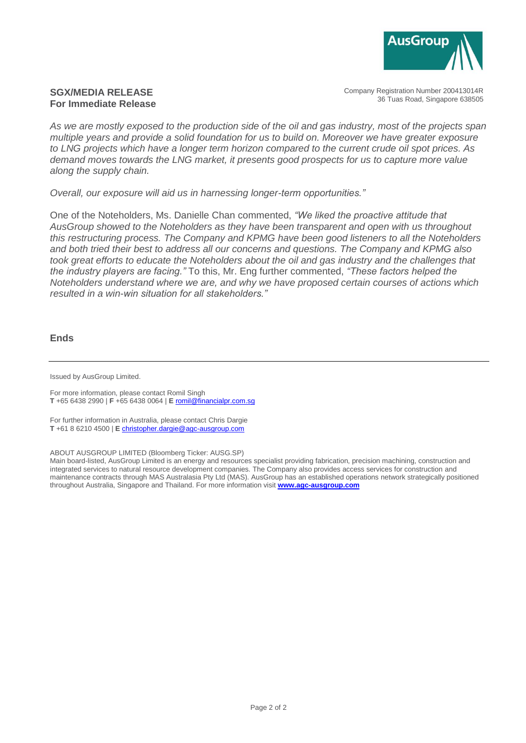**SGX/MEDIA RELEASE**
**For Immediate Release**

Company Registration Number 200413014R
36 Tuas Road, Singapore 638505

*As we are mostly exposed to the production side of the oil and gas industry, most of the projects span multiple years and provide a solid foundation for us to build on. Moreover we have greater exposure to LNG projects which have a longer term horizon compared to the current crude oil spot prices. As demand moves towards the LNG market, it presents good prospects for us to capture more value along the supply chain.*

*Overall, our exposure will aid us in harnessing longer-term opportunities."*

One of the Noteholders, Ms. Danielle Chan commented, *"We liked the proactive attitude that AusGroup showed to the Noteholders as they have been transparent and open with us throughout this restructuring process. The Company and KPMG have been good listeners to all the Noteholders and both tried their best to address all our concerns and questions. The Company and KPMG also took great efforts to educate the Noteholders about the oil and gas industry and the challenges that the industry players are facing."* To this, Mr. Eng further commented, *"These factors helped the Noteholders understand where we are, and why we have proposed certain courses of actions which resulted in a win-win situation for all stakeholders."*

**Ends**

---

Issued by AusGroup Limited.

For more information, please contact Romil Singh
**T** +65 6438 2990 | **F** +65 6438 0064 | **E** romil@financialpr.com.sg

For further information in Australia, please contact Chris Dargie
**T** +61 8 6210 4500 | **E** christopher.dargie@agc-ausgroup.com

ABOUT AUSGROUP LIMITED (Bloomberg Ticker: AUSG.SP)
Main board-listed, AusGroup Limited is an energy and resources specialist providing fabrication, precision machining, construction and integrated services to natural resource development companies. The Company also provides access services for construction and maintenance contracts through MAS Australasia Pty Ltd (MAS). AusGroup has an established operations network strategically positioned throughout Australia, Singapore and Thailand. For more information visit **www.agc-ausgroup.com**